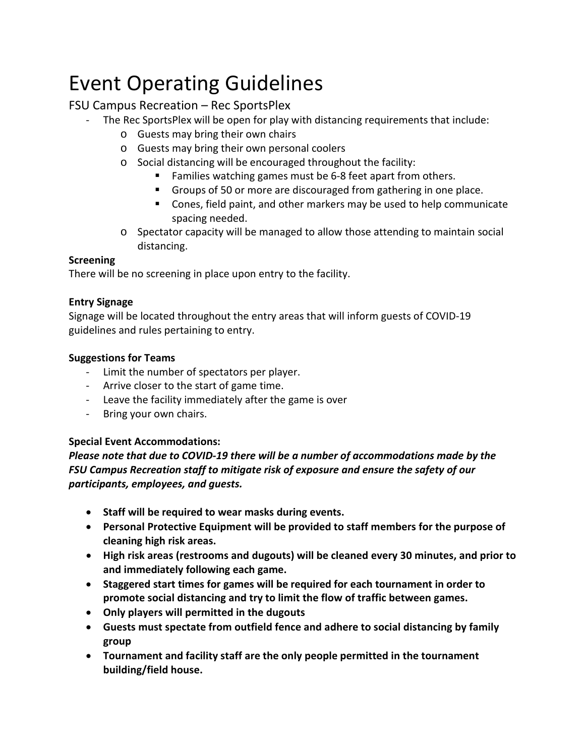# Event Operating Guidelines

## FSU Campus Recreation – Rec SportsPlex

- The Rec SportsPlex will be open for play with distancing requirements that include:
  - Guests may bring their own chairs
  - Guests may bring their own personal coolers
  - Social distancing will be encouraged throughout the facility:
    - Families watching games must be 6-8 feet apart from others.
    - Groups of 50 or more are discouraged from gathering in one place.
    - Cones, field paint, and other markers may be used to help communicate spacing needed.
  - Spectator capacity will be managed to allow those attending to maintain social distancing.

**Screening**

There will be no screening in place upon entry to the facility.

**Entry Signage**

Signage will be located throughout the entry areas that will inform guests of COVID-19 guidelines and rules pertaining to entry.

**Suggestions for Teams**

- Limit the number of spectators per player.
- Arrive closer to the start of game time.
- Leave the facility immediately after the game is over
- Bring your own chairs.

**Special Event Accommodations:**

***Please note that due to COVID-19 there will be a number of accommodations made by the FSU Campus Recreation staff to mitigate risk of exposure and ensure the safety of our participants, employees, and guests.***

- **Staff will be required to wear masks during events.**
- **Personal Protective Equipment will be provided to staff members for the purpose of cleaning high risk areas.**
- **High risk areas (restrooms and dugouts) will be cleaned every 30 minutes, and prior to and immediately following each game.**
- **Staggered start times for games will be required for each tournament in order to promote social distancing and try to limit the flow of traffic between games.**
- **Only players will permitted in the dugouts**
- **Guests must spectate from outfield fence and adhere to social distancing by family group**
- **Tournament and facility staff are the only people permitted in the tournament building/field house.**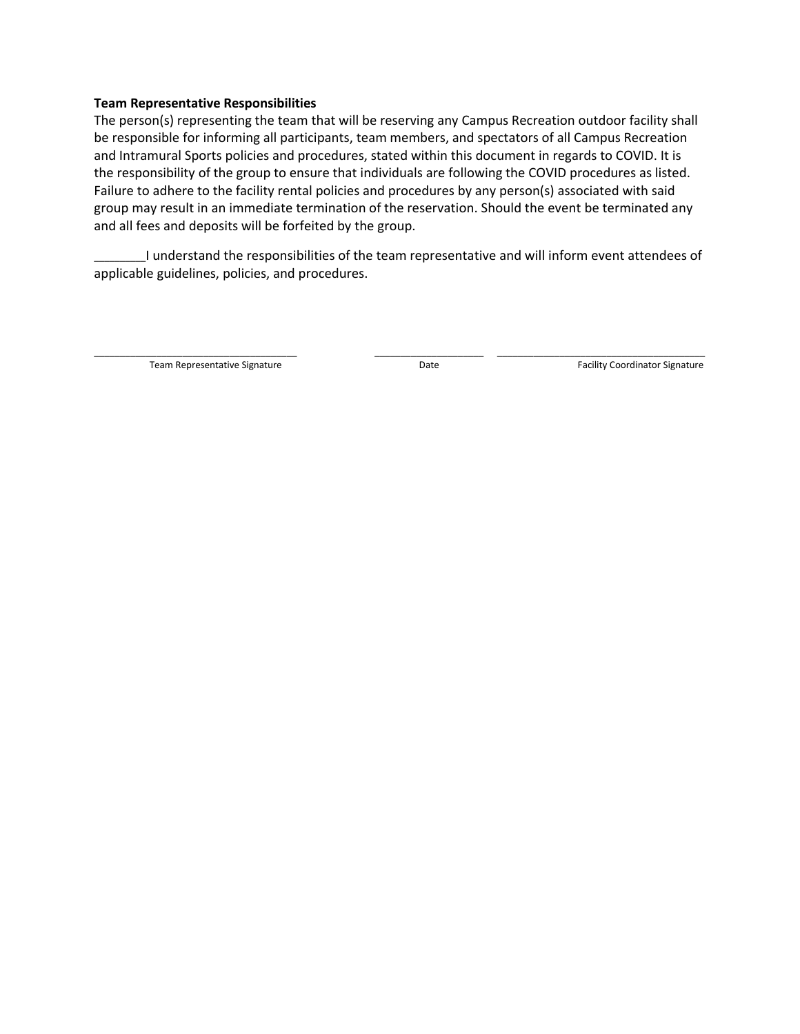**Team Representative Responsibilities**

The person(s) representing the team that will be reserving any Campus Recreation outdoor facility shall be responsible for informing all participants, team members, and spectators of all Campus Recreation and Intramural Sports policies and procedures, stated within this document in regards to COVID. It is the responsibility of the group to ensure that individuals are following the COVID procedures as listed. Failure to adhere to the facility rental policies and procedures by any person(s) associated with said group may result in an immediate termination of the reservation. Should the event be terminated any and all fees and deposits will be forfeited by the group.

_______I understand the responsibilities of the team representative and will inform event attendees of applicable guidelines, policies, and procedures.

| | | |
|---|---|---|
| ___________________________________ | ___________________ | ____________________________________ |
| Team Representative Signature | Date | Facility Coordinator Signature |